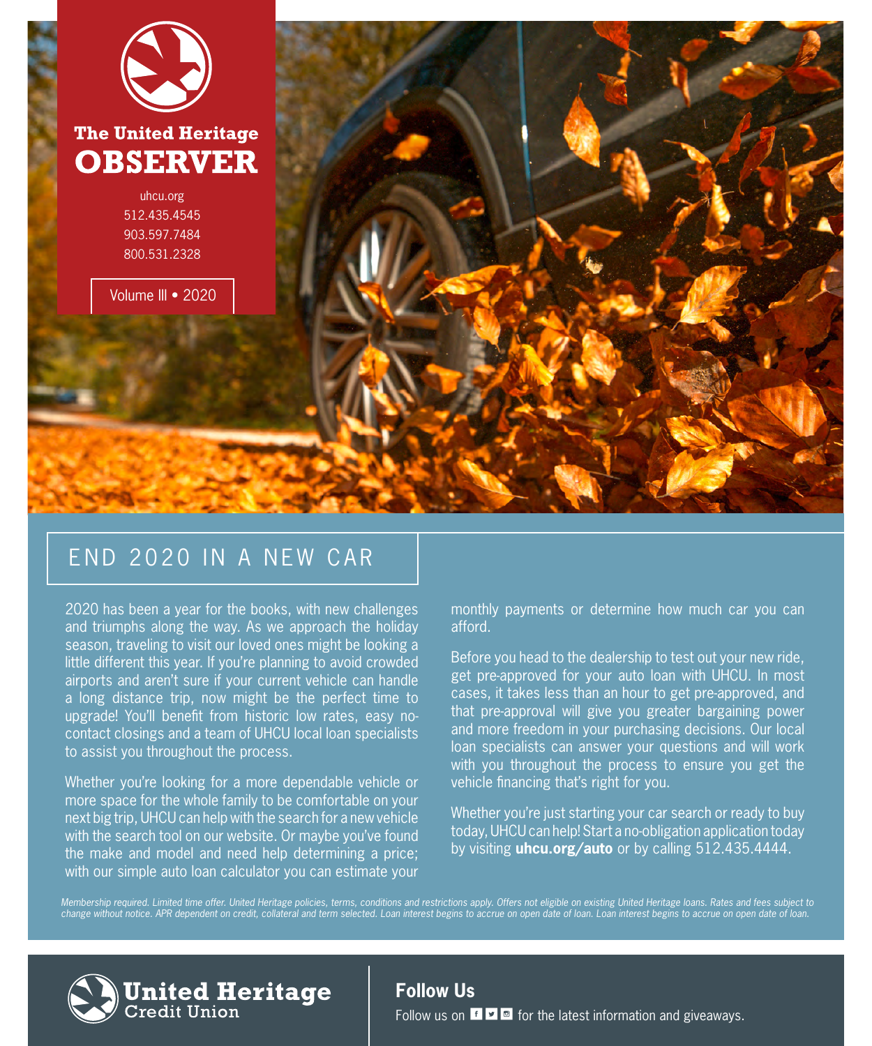# The United Heritage OBSERVER

uhcu.org
512.435.4545
903.597.7484
800.531.2328

Volume III • 2020

## END 2020 IN A NEW CAR

2020 has been a year for the books, with new challenges and triumphs along the way. As we approach the holiday season, traveling to visit our loved ones might be looking a little different this year. If you're planning to avoid crowded airports and aren't sure if your current vehicle can handle a long distance trip, now might be the perfect time to upgrade! You'll benefit from historic low rates, easy no-contact closings and a team of UHCU local loan specialists to assist you throughout the process.

Whether you're looking for a more dependable vehicle or more space for the whole family to be comfortable on your next big trip, UHCU can help with the search for a new vehicle with the search tool on our website. Or maybe you've found the make and model and need help determining a price; with our simple auto loan calculator you can estimate your monthly payments or determine how much car you can afford.

Before you head to the dealership to test out your new ride, get pre-approved for your auto loan with UHCU. In most cases, it takes less than an hour to get pre-approved, and that pre-approval will give you greater bargaining power and more freedom in your purchasing decisions. Our local loan specialists can answer your questions and will work with you throughout the process to ensure you get the vehicle financing that's right for you.

Whether you're just starting your car search or ready to buy today, UHCU can help! Start a no-obligation application today by visiting **uhcu.org/auto** or by calling 512.435.4444.

*Membership required. Limited time offer. United Heritage policies, terms, conditions and restrictions apply. Offers not eligible on existing United Heritage loans. Rates and fees subject to change without notice. APR dependent on credit, collateral and term selected. Loan interest begins to accrue on open date of loan. Loan interest begins to accrue on open date of loan.*

United Heritage Credit Union

### Follow Us

Follow us on for the latest information and giveaways.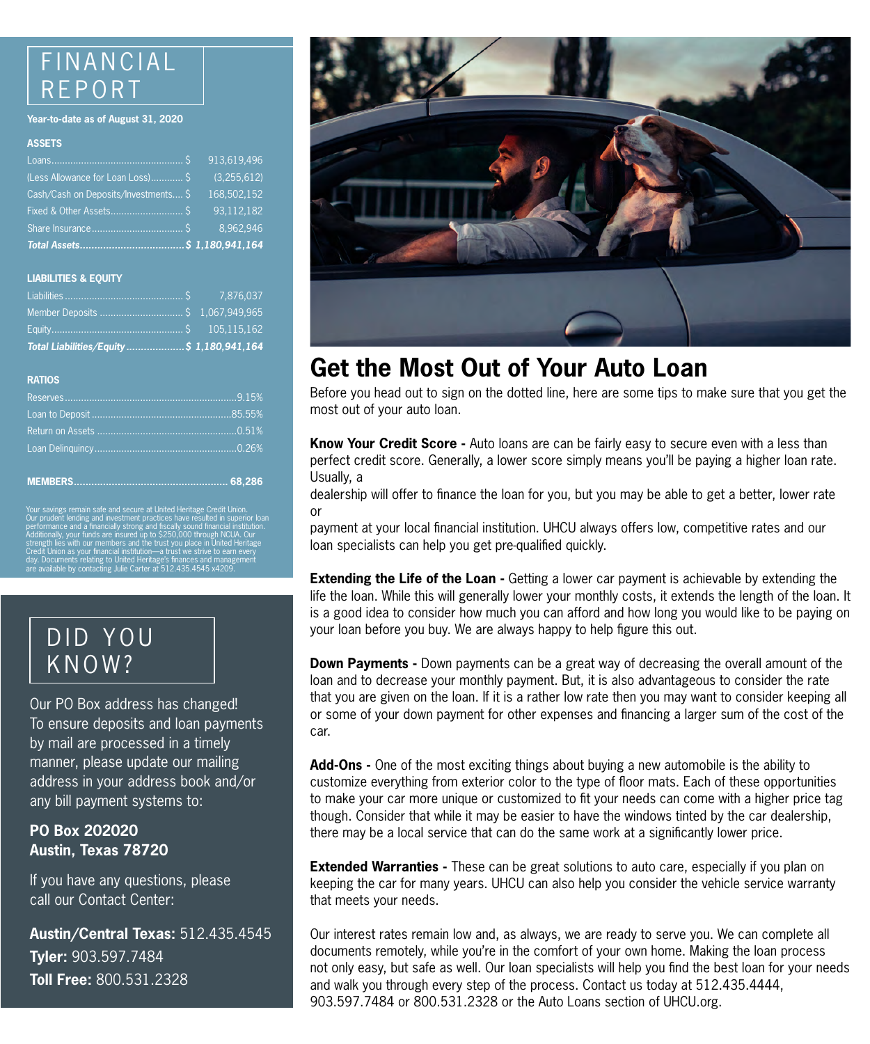# FINANCIAL REPORT

**Year-to-date as of August 31, 2020**

**ASSETS**

| | |
|---|---|
| Loans | $ 913,619,496 |
| (Less Allowance for Loan Loss) | $ (3,255,612) |
| Cash/Cash on Deposits/Investments | $ 168,502,152 |
| Fixed & Other Assets | $ 93,112,182 |
| Share Insurance | $ 8,962,946 |
| ***Total Assets*** | ***$ 1,180,941,164*** |

**LIABILITIES & EQUITY**

| | |
|---|---|
| Liabilities | $ 7,876,037 |
| Member Deposits | $ 1,067,949,965 |
| Equity | $ 105,115,162 |
| ***Total Liabilities/Equity*** | ***$ 1,180,941,164*** |

**RATIOS**

| | |
|---|---|
| Reserves | 9.15% |
| Loan to Deposit | 85.55% |
| Return on Assets | 0.51% |
| Loan Delinquency | 0.26% |

**MEMBERS** 68,286

Your savings remain safe and secure at United Heritage Credit Union. Our prudent lending and investment practices have resulted in superior loan performance and a financially strong and fiscally sound financial institution. Additionally, your funds are insured up to $250,000 through NCUA. Our strength lies with our members and the trust you place in United Heritage Credit Union as your financial institution—a trust we strive to earn every day. Documents relating to United Heritage's finances and management are available by contacting Julie Carter at 512.435.4545 x4209.

# DID YOU KNOW?

Our PO Box address has changed! To ensure deposits and loan payments by mail are processed in a timely manner, please update our mailing address in your address book and/or any bill payment systems to:

**PO Box 202020**
**Austin, Texas 78720**

If you have any questions, please call our Contact Center:

**Austin/Central Texas:** 512.435.4545
**Tyler:** 903.597.7484
**Toll Free:** 800.531.2328

# Get the Most Out of Your Auto Loan

Before you head out to sign on the dotted line, here are some tips to make sure that you get the most out of your auto loan.

**Know Your Credit Score -** Auto loans are can be fairly easy to secure even with a less than perfect credit score. Generally, a lower score simply means you'll be paying a higher loan rate. Usually, a dealership will offer to finance the loan for you, but you may be able to get a better, lower rate or payment at your local financial institution. UHCU always offers low, competitive rates and our loan specialists can help you get pre-qualified quickly.

**Extending the Life of the Loan -** Getting a lower car payment is achievable by extending the life the loan. While this will generally lower your monthly costs, it extends the length of the loan. It is a good idea to consider how much you can afford and how long you would like to be paying on your loan before you buy. We are always happy to help figure this out.

**Down Payments -** Down payments can be a great way of decreasing the overall amount of the loan and to decrease your monthly payment. But, it is also advantageous to consider the rate that you are given on the loan. If it is a rather low rate then you may want to consider keeping all or some of your down payment for other expenses and financing a larger sum of the cost of the car.

**Add-Ons -** One of the most exciting things about buying a new automobile is the ability to customize everything from exterior color to the type of floor mats. Each of these opportunities to make your car more unique or customized to fit your needs can come with a higher price tag though. Consider that while it may be easier to have the windows tinted by the car dealership, there may be a local service that can do the same work at a significantly lower price.

**Extended Warranties -** These can be great solutions to auto care, especially if you plan on keeping the car for many years. UHCU can also help you consider the vehicle service warranty that meets your needs.

Our interest rates remain low and, as always, we are ready to serve you. We can complete all documents remotely, while you're in the comfort of your own home. Making the loan process not only easy, but safe as well. Our loan specialists will help you find the best loan for your needs and walk you through every step of the process. Contact us today at 512.435.4444, 903.597.7484 or 800.531.2328 or the Auto Loans section of UHCU.org.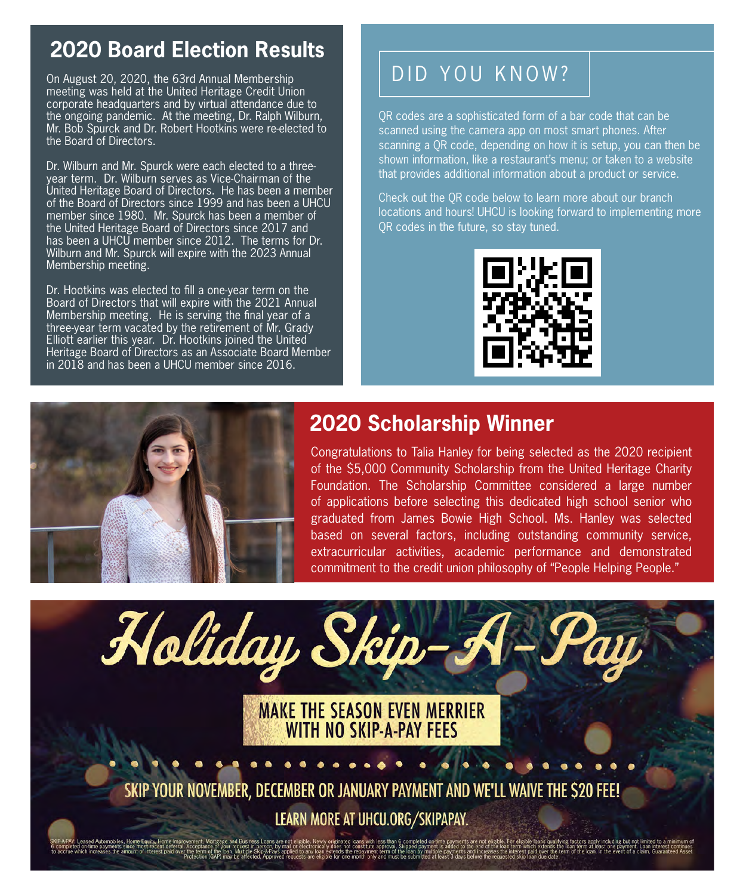## 2020 Board Election Results

On August 20, 2020, the 63rd Annual Membership meeting was held at the United Heritage Credit Union corporate headquarters and by virtual attendance due to the ongoing pandemic. At the meeting, Dr. Ralph Wilburn, Mr. Bob Spurck and Dr. Robert Hootkins were re-elected to the Board of Directors.

Dr. Wilburn and Mr. Spurck were each elected to a three-year term. Dr. Wilburn serves as Vice-Chairman of the United Heritage Board of Directors. He has been a member of the Board of Directors since 1999 and has been a UHCU member since 1980. Mr. Spurck has been a member of the United Heritage Board of Directors since 2017 and has been a UHCU member since 2012. The terms for Dr. Wilburn and Mr. Spurck will expire with the 2023 Annual Membership meeting.

Dr. Hootkins was elected to fill a one-year term on the Board of Directors that will expire with the 2021 Annual Membership meeting. He is serving the final year of a three-year term vacated by the retirement of Mr. Grady Elliott earlier this year. Dr. Hootkins joined the United Heritage Board of Directors as an Associate Board Member in 2018 and has been a UHCU member since 2016.

## DID YOU KNOW?

QR codes are a sophisticated form of a bar code that can be scanned using the camera app on most smart phones. After scanning a QR code, depending on how it is setup, you can then be shown information, like a restaurant's menu; or taken to a website that provides additional information about a product or service.

Check out the QR code below to learn more about our branch locations and hours! UHCU is looking forward to implementing more QR codes in the future, so stay tuned.

## 2020 Scholarship Winner

Congratulations to Talia Hanley for being selected as the 2020 recipient of the $5,000 Community Scholarship from the United Heritage Charity Foundation. The Scholarship Committee considered a large number of applications before selecting this dedicated high school senior who graduated from James Bowie High School. Ms. Hanley was selected based on several factors, including outstanding community service, extracurricular activities, academic performance and demonstrated commitment to the credit union philosophy of "People Helping People."

# Holiday Skip-A-Pay

**MAKE THE SEASON EVEN MERRIER WITH NO SKIP-A-PAY FEES**

**SKIP YOUR NOVEMBER, DECEMBER OR JANUARY PAYMENT AND WE'LL WAIVE THE $20 FEE!**

**LEARN MORE AT UHCU.ORG/SKIPAPAY.**

SKIP-A-PAY: Leased Automobiles, Home Equity, Home Improvement, Mortgage and Business Loans are not eligible. Newly originated loans with less than 6 completed on-time payments are not eligible. For eligible loans qualifying factors apply including but not limited to a minimum of 6 completed on-time payments since most recent deferral. Acceptance of your request in person, by mail or electronically does not constitute approval. Skipped payment is added to the end of the loan term which extends the loan term at least one payment. Loan interest continues to accrue which increases the amount of interest paid over the term of the loan. Multiple Skip-A-Pays applied to any loan extends the repayment term of the loan by multiple payments and increases the interest paid over the term of the loan. In the event of a claim, Guaranteed Asset Protection (GAP) may be affected. Approved requests are eligible for one month only and must be submitted at least 3 days before the requested skip loan due date.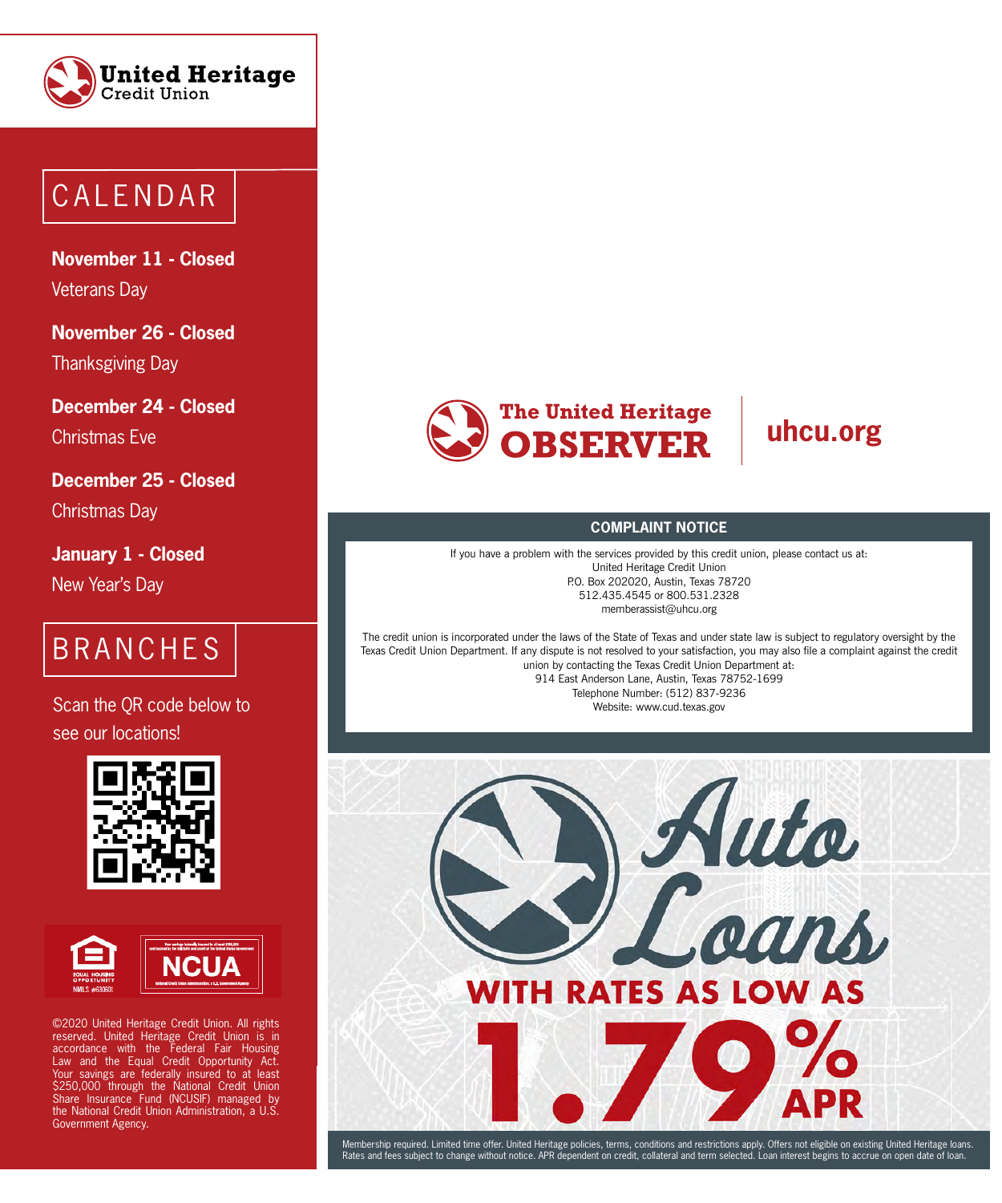United Heritage Credit Union

## CALENDAR

**November 11 - Closed**
Veterans Day

**November 26 - Closed**
Thanksgiving Day

**December 24 - Closed**
Christmas Eve

**December 25 - Closed**
Christmas Day

**January 1 - Closed**
New Year's Day

## BRANCHES

Scan the QR code below to see our locations!

EQUAL HOUSING OPPORTUNITY
NMLS #630601

NCUA

©2020 United Heritage Credit Union. All rights reserved. United Heritage Credit Union is in accordance with the Federal Fair Housing Law and the Equal Credit Opportunity Act. Your savings are federally insured to at least $250,000 through the National Credit Union Share Insurance Fund (NCUSIF) managed by the National Credit Union Administration, a U.S. Government Agency.

# The United Heritage OBSERVER

**uhcu.org**

### COMPLAINT NOTICE

If you have a problem with the services provided by this credit union, please contact us at:
United Heritage Credit Union
P.O. Box 202020, Austin, Texas 78720
512.435.4545 or 800.531.2328
memberassist@uhcu.org

The credit union is incorporated under the laws of the State of Texas and under state law is subject to regulatory oversight by the Texas Credit Union Department. If any dispute is not resolved to your satisfaction, you may also file a complaint against the credit union by contacting the Texas Credit Union Department at:
914 East Anderson Lane, Austin, Texas 78752-1699
Telephone Number: (512) 837-9236
Website: www.cud.texas.gov

## Auto Loans

**WITH RATES AS LOW AS 1.79% APR**

Membership required. Limited time offer. United Heritage policies, terms, conditions and restrictions apply. Offers not eligible on existing United Heritage loans. Rates and fees subject to change without notice. APR dependent on credit, collateral and term selected. Loan interest begins to accrue on open date of loan.